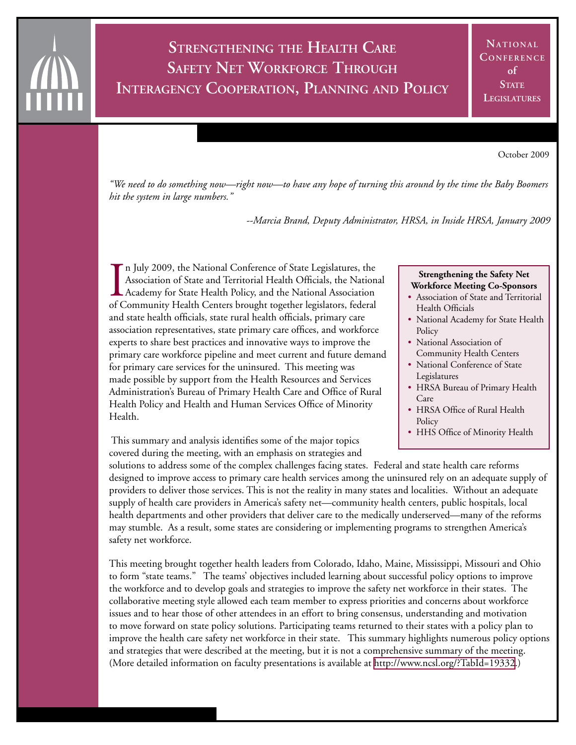# Strengthening the Health Care Safety Net Workforce Through Interagency Cooperation, Planning and Policy

National Conference of State Legislatures

October 2009

*"We need to do something now—right now—to have any hope of turning this around by the time the Baby Boomers hit the system in large numbers."*

*--Marcia Brand, Deputy Administrator, HRSA, in Inside HRSA, January 2009*

In July 2009, the National Conference of State Legislatures, the Association of State and Territorial Health Officials, the National Academy for State Health Policy, and the National Association of Community Health Centers brought together legislators, federal and state health officials, state rural health officials, primary care association representatives, state primary care offices, and workforce experts to share best practices and innovative ways to improve the primary care workforce pipeline and meet current and future demand for primary care services for the uninsured. This meeting was made possible by support from the Health Resources and Services Administration's Bureau of Primary Health Care and Office of Rural Health Policy and Health and Human Services Office of Minority Health.

**Strengthening the Safety Net Workforce Meeting Co-Sponsors**

- Association of State and Territorial Health Officials
- National Academy for State Health Policy
- National Association of Community Health Centers
- National Conference of State Legislatures
- HRSA Bureau of Primary Health Care
- HRSA Office of Rural Health Policy
- HHS Office of Minority Health

This summary and analysis identifies some of the major topics covered during the meeting, with an emphasis on strategies and solutions to address some of the complex challenges facing states. Federal and state health care reforms designed to improve access to primary care health services among the uninsured rely on an adequate supply of providers to deliver those services. This is not the reality in many states and localities. Without an adequate supply of health care providers in America's safety net—community health centers, public hospitals, local health departments and other providers that deliver care to the medically underserved—many of the reforms may stumble. As a result, some states are considering or implementing programs to strengthen America's safety net workforce.

This meeting brought together health leaders from Colorado, Idaho, Maine, Mississippi, Missouri and Ohio to form "state teams." The teams' objectives included learning about successful policy options to improve the workforce and to develop goals and strategies to improve the safety net workforce in their states. The collaborative meeting style allowed each team member to express priorities and concerns about workforce issues and to hear those of other attendees in an effort to bring consensus, understanding and motivation to move forward on state policy solutions. Participating teams returned to their states with a policy plan to improve the health care safety net workforce in their state. This summary highlights numerous policy options and strategies that were described at the meeting, but it is not a comprehensive summary of the meeting. (More detailed information on faculty presentations is available at http://www.ncsl.org/?TabId=19332.)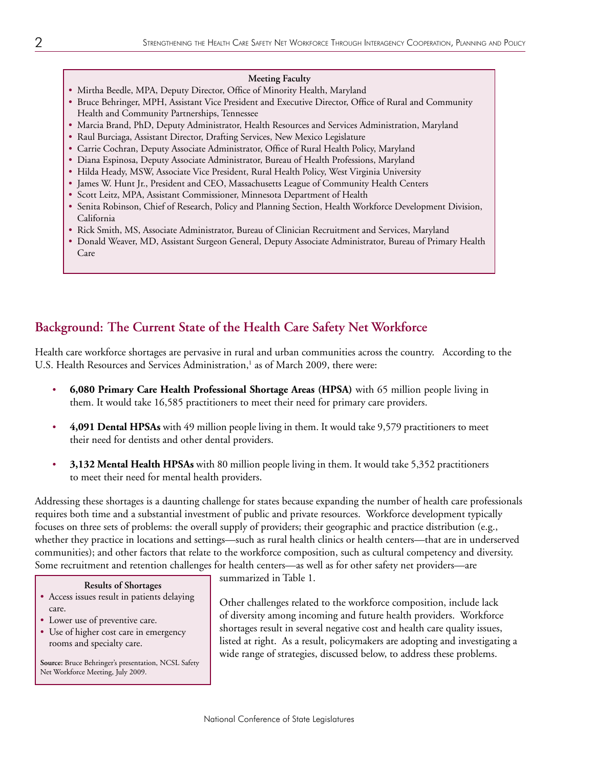**Meeting Faculty**

- Mirtha Beedle, MPA, Deputy Director, Office of Minority Health, Maryland
- Bruce Behringer, MPH, Assistant Vice President and Executive Director, Office of Rural and Community Health and Community Partnerships, Tennessee
- Marcia Brand, PhD, Deputy Administrator, Health Resources and Services Administration, Maryland
- Raul Burciaga, Assistant Director, Drafting Services, New Mexico Legislature
- Carrie Cochran, Deputy Associate Administrator, Office of Rural Health Policy, Maryland
- Diana Espinosa, Deputy Associate Administrator, Bureau of Health Professions, Maryland
- Hilda Heady, MSW, Associate Vice President, Rural Health Policy, West Virginia University
- James W. Hunt Jr., President and CEO, Massachusetts League of Community Health Centers
- Scott Leitz, MPA, Assistant Commissioner, Minnesota Department of Health
- Senita Robinson, Chief of Research, Policy and Planning Section, Health Workforce Development Division, California
- Rick Smith, MS, Associate Administrator, Bureau of Clinician Recruitment and Services, Maryland
- Donald Weaver, MD, Assistant Surgeon General, Deputy Associate Administrator, Bureau of Primary Health Care

## Background: The Current State of the Health Care Safety Net Workforce

Health care workforce shortages are pervasive in rural and urban communities across the country. According to the U.S. Health Resources and Services Administration,[1] as of March 2009, there were:

- **6,080 Primary Care Health Professional Shortage Areas (HPSA)** with 65 million people living in them. It would take 16,585 practitioners to meet their need for primary care providers.
- **4,091 Dental HPSAs** with 49 million people living in them. It would take 9,579 practitioners to meet their need for dentists and other dental providers.
- **3,132 Mental Health HPSAs** with 80 million people living in them. It would take 5,352 practitioners to meet their need for mental health providers.

Addressing these shortages is a daunting challenge for states because expanding the number of health care professionals requires both time and a substantial investment of public and private resources. Workforce development typically focuses on three sets of problems: the overall supply of providers; their geographic and practice distribution (e.g., whether they practice in locations and settings—such as rural health clinics or health centers—that are in underserved communities); and other factors that relate to the workforce composition, such as cultural competency and diversity. Some recruitment and retention challenges for health centers—as well as for other safety net providers—are summarized in Table 1.

Other challenges related to the workforce composition, include lack of diversity among incoming and future health providers. Workforce shortages result in several negative cost and health care quality issues, listed at right. As a result, policymakers are adopting and investigating a wide range of strategies, discussed below, to address these problems.

**Results of Shortages**

- Access issues result in patients delaying care.
- Lower use of preventive care.
- Use of higher cost care in emergency rooms and specialty care.

**Source:** Bruce Behringer's presentation, NCSL Safety Net Workforce Meeting, July 2009.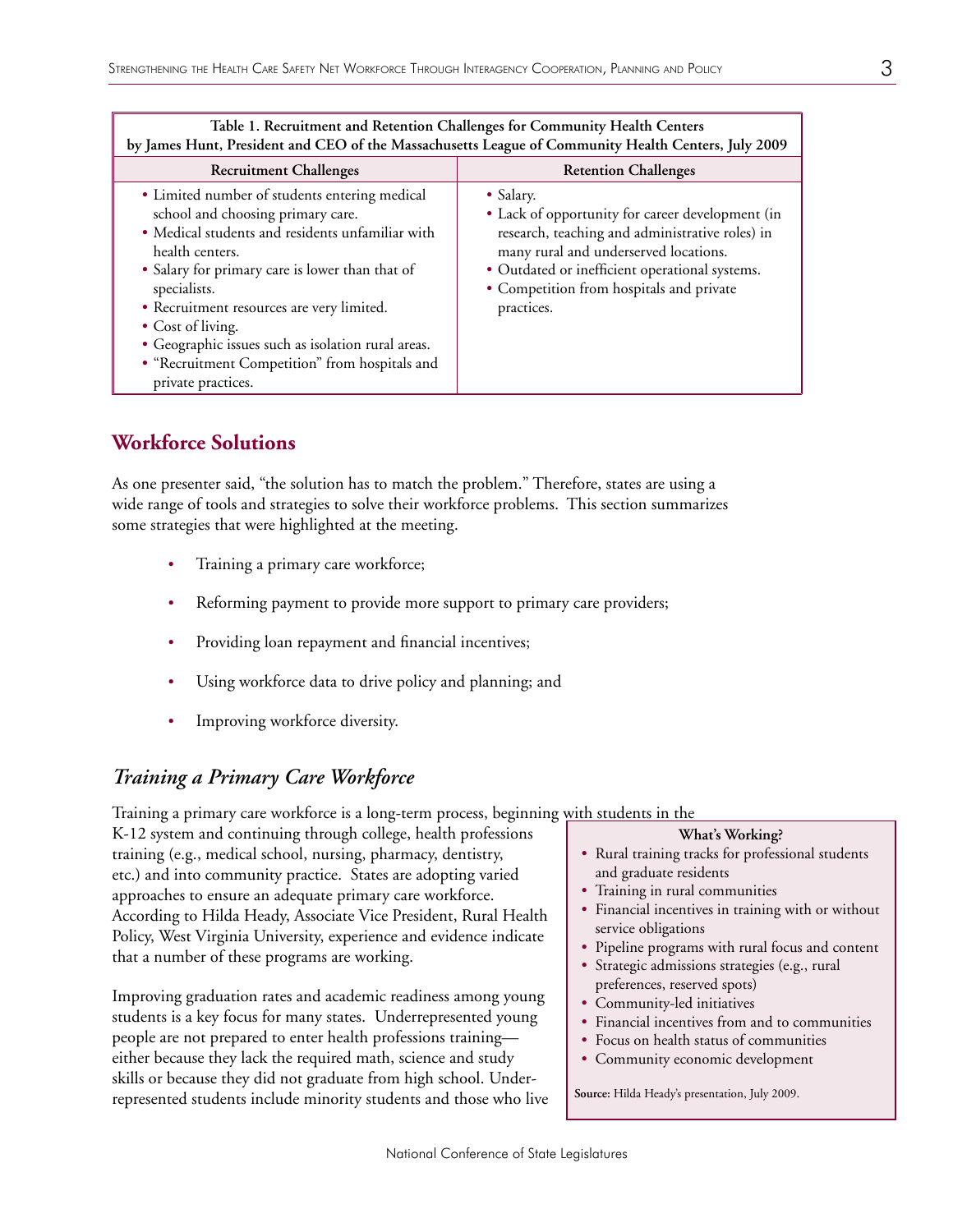| Table 1. Recruitment and Retention Challenges for Community Health Centers by James Hunt, President and CEO of the Massachusetts League of Community Health Centers, July 2009 | |
|---|---|
| **Recruitment Challenges** | **Retention Challenges** |
| • Limited number of students entering medical school and choosing primary care.<br>• Medical students and residents unfamiliar with health centers.<br>• Salary for primary care is lower than that of specialists.<br>• Recruitment resources are very limited.<br>• Cost of living.<br>• Geographic issues such as isolation rural areas.<br>• "Recruitment Competition" from hospitals and private practices. | • Salary.<br>• Lack of opportunity for career development (in research, teaching and administrative roles) in many rural and underserved locations.<br>• Outdated or inefficient operational systems.<br>• Competition from hospitals and private practices. |

## Workforce Solutions

As one presenter said, "the solution has to match the problem." Therefore, states are using a wide range of tools and strategies to solve their workforce problems. This section summarizes some strategies that were highlighted at the meeting.

- Training a primary care workforce;
- Reforming payment to provide more support to primary care providers;
- Providing loan repayment and financial incentives;
- Using workforce data to drive policy and planning; and
- Improving workforce diversity.

### *Training a Primary Care Workforce*

Training a primary care workforce is a long-term process, beginning with students in the K-12 system and continuing through college, health professions training (e.g., medical school, nursing, pharmacy, dentistry, etc.) and into community practice. States are adopting varied approaches to ensure an adequate primary care workforce. According to Hilda Heady, Associate Vice President, Rural Health Policy, West Virginia University, experience and evidence indicate that a number of these programs are working.

**What's Working?**

- Rural training tracks for professional students and graduate residents
- Training in rural communities
- Financial incentives in training with or without service obligations
- Pipeline programs with rural focus and content
- Strategic admissions strategies (e.g., rural preferences, reserved spots)
- Community-led initiatives
- Financial incentives from and to communities
- Focus on health status of communities
- Community economic development

**Source:** Hilda Heady's presentation, July 2009.

Improving graduation rates and academic readiness among young students is a key focus for many states. Underrepresented young people are not prepared to enter health professions training—either because they lack the required math, science and study skills or because they did not graduate from high school. Under-represented students include minority students and those who live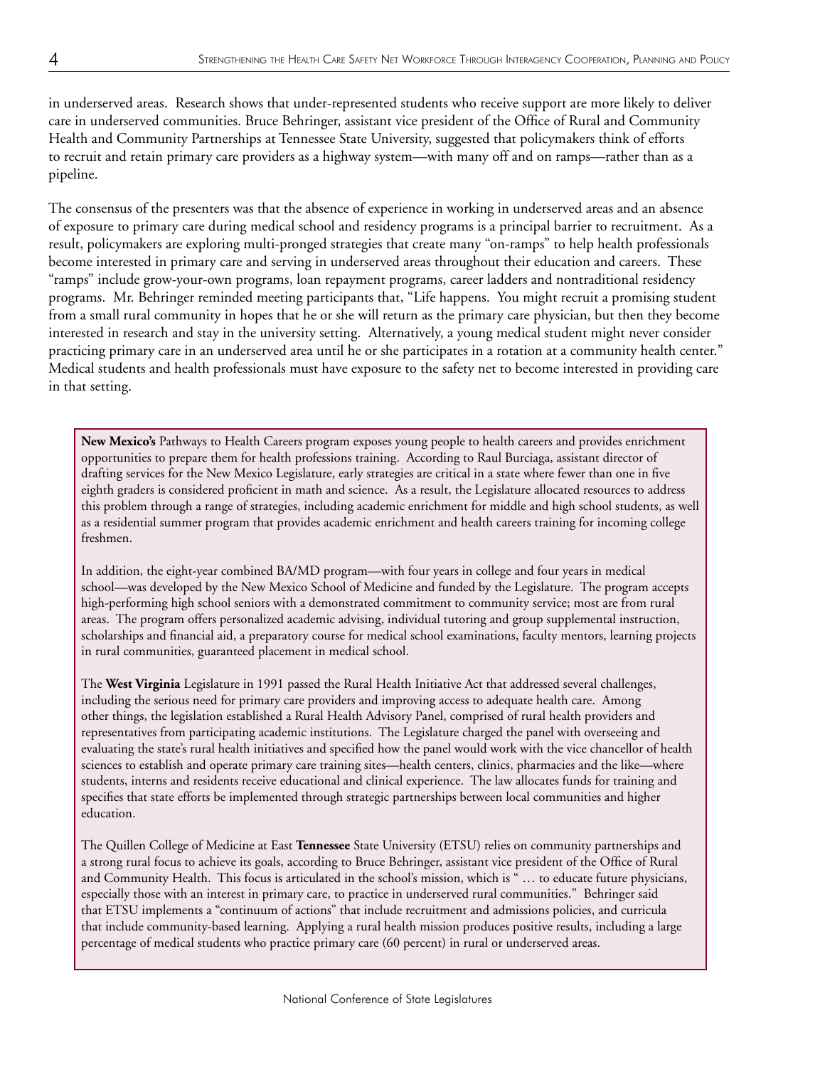in underserved areas. Research shows that under-represented students who receive support are more likely to deliver care in underserved communities. Bruce Behringer, assistant vice president of the Office of Rural and Community Health and Community Partnerships at Tennessee State University, suggested that policymakers think of efforts to recruit and retain primary care providers as a highway system—with many off and on ramps—rather than as a pipeline.

The consensus of the presenters was that the absence of experience in working in underserved areas and an absence of exposure to primary care during medical school and residency programs is a principal barrier to recruitment. As a result, policymakers are exploring multi-pronged strategies that create many "on-ramps" to help health professionals become interested in primary care and serving in underserved areas throughout their education and careers. These "ramps" include grow-your-own programs, loan repayment programs, career ladders and nontraditional residency programs. Mr. Behringer reminded meeting participants that, "Life happens. You might recruit a promising student from a small rural community in hopes that he or she will return as the primary care physician, but then they become interested in research and stay in the university setting. Alternatively, a young medical student might never consider practicing primary care in an underserved area until he or she participates in a rotation at a community health center." Medical students and health professionals must have exposure to the safety net to become interested in providing care in that setting.

**New Mexico's** Pathways to Health Careers program exposes young people to health careers and provides enrichment opportunities to prepare them for health professions training. According to Raul Burciaga, assistant director of drafting services for the New Mexico Legislature, early strategies are critical in a state where fewer than one in five eighth graders is considered proficient in math and science. As a result, the Legislature allocated resources to address this problem through a range of strategies, including academic enrichment for middle and high school students, as well as a residential summer program that provides academic enrichment and health careers training for incoming college freshmen.

In addition, the eight-year combined BA/MD program—with four years in college and four years in medical school—was developed by the New Mexico School of Medicine and funded by the Legislature. The program accepts high-performing high school seniors with a demonstrated commitment to community service; most are from rural areas. The program offers personalized academic advising, individual tutoring and group supplemental instruction, scholarships and financial aid, a preparatory course for medical school examinations, faculty mentors, learning projects in rural communities, guaranteed placement in medical school.

The **West Virginia** Legislature in 1991 passed the Rural Health Initiative Act that addressed several challenges, including the serious need for primary care providers and improving access to adequate health care. Among other things, the legislation established a Rural Health Advisory Panel, comprised of rural health providers and representatives from participating academic institutions. The Legislature charged the panel with overseeing and evaluating the state's rural health initiatives and specified how the panel would work with the vice chancellor of health sciences to establish and operate primary care training sites—health centers, clinics, pharmacies and the like—where students, interns and residents receive educational and clinical experience. The law allocates funds for training and specifies that state efforts be implemented through strategic partnerships between local communities and higher education.

The Quillen College of Medicine at East **Tennessee** State University (ETSU) relies on community partnerships and a strong rural focus to achieve its goals, according to Bruce Behringer, assistant vice president of the Office of Rural and Community Health. This focus is articulated in the school's mission, which is " … to educate future physicians, especially those with an interest in primary care, to practice in underserved rural communities." Behringer said that ETSU implements a "continuum of actions" that include recruitment and admissions policies, and curricula that include community-based learning. Applying a rural health mission produces positive results, including a large percentage of medical students who practice primary care (60 percent) in rural or underserved areas.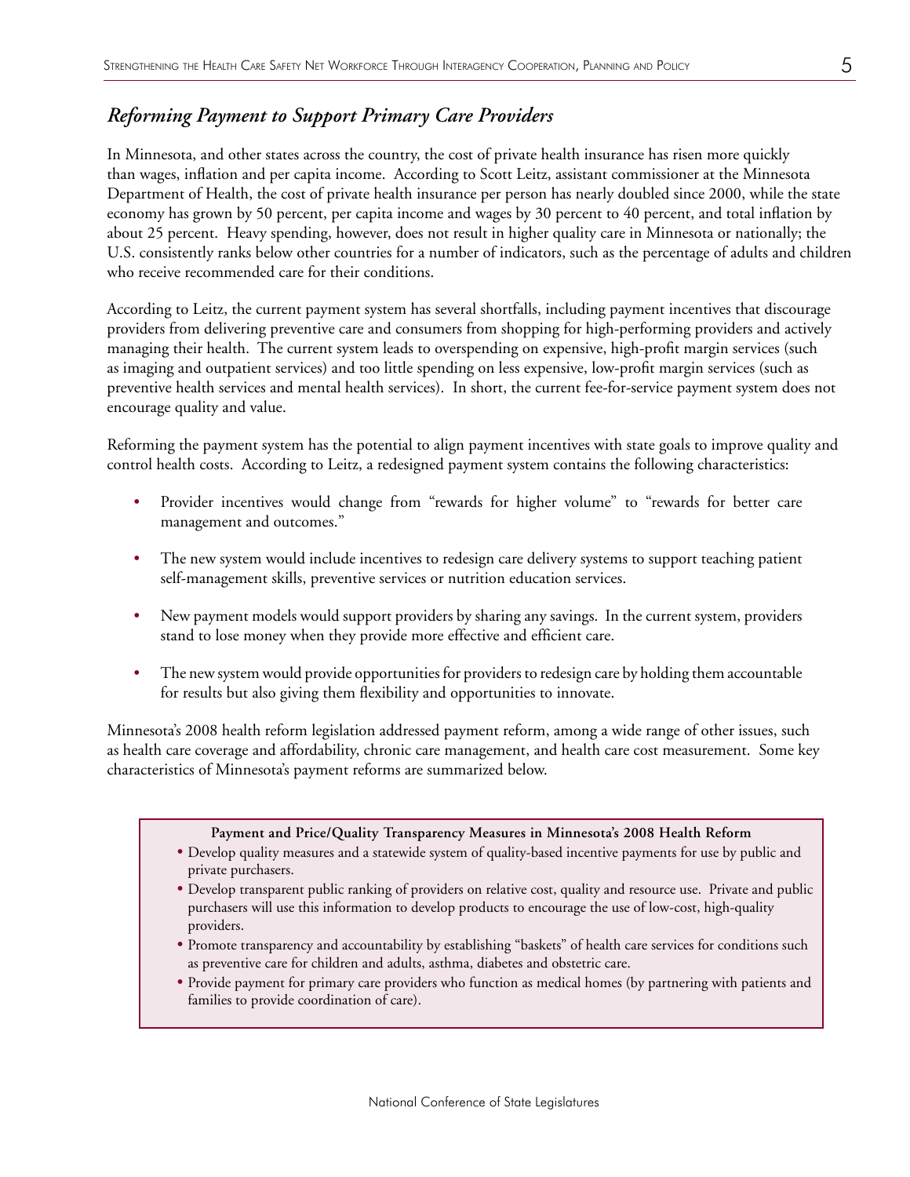## *Reforming Payment to Support Primary Care Providers*

In Minnesota, and other states across the country, the cost of private health insurance has risen more quickly than wages, inflation and per capita income. According to Scott Leitz, assistant commissioner at the Minnesota Department of Health, the cost of private health insurance per person has nearly doubled since 2000, while the state economy has grown by 50 percent, per capita income and wages by 30 percent to 40 percent, and total inflation by about 25 percent. Heavy spending, however, does not result in higher quality care in Minnesota or nationally; the U.S. consistently ranks below other countries for a number of indicators, such as the percentage of adults and children who receive recommended care for their conditions.

According to Leitz, the current payment system has several shortfalls, including payment incentives that discourage providers from delivering preventive care and consumers from shopping for high-performing providers and actively managing their health. The current system leads to overspending on expensive, high-profit margin services (such as imaging and outpatient services) and too little spending on less expensive, low-profit margin services (such as preventive health services and mental health services). In short, the current fee-for-service payment system does not encourage quality and value.

Reforming the payment system has the potential to align payment incentives with state goals to improve quality and control health costs. According to Leitz, a redesigned payment system contains the following characteristics:

- Provider incentives would change from "rewards for higher volume" to "rewards for better care management and outcomes."
- The new system would include incentives to redesign care delivery systems to support teaching patient self-management skills, preventive services or nutrition education services.
- New payment models would support providers by sharing any savings. In the current system, providers stand to lose money when they provide more effective and efficient care.
- The new system would provide opportunities for providers to redesign care by holding them accountable for results but also giving them flexibility and opportunities to innovate.

Minnesota's 2008 health reform legislation addressed payment reform, among a wide range of other issues, such as health care coverage and affordability, chronic care management, and health care cost measurement. Some key characteristics of Minnesota's payment reforms are summarized below.

**Payment and Price/Quality Transparency Measures in Minnesota's 2008 Health Reform**

- Develop quality measures and a statewide system of quality-based incentive payments for use by public and private purchasers.
- Develop transparent public ranking of providers on relative cost, quality and resource use. Private and public purchasers will use this information to develop products to encourage the use of low-cost, high-quality providers.
- Promote transparency and accountability by establishing "baskets" of health care services for conditions such as preventive care for children and adults, asthma, diabetes and obstetric care.
- Provide payment for primary care providers who function as medical homes (by partnering with patients and families to provide coordination of care).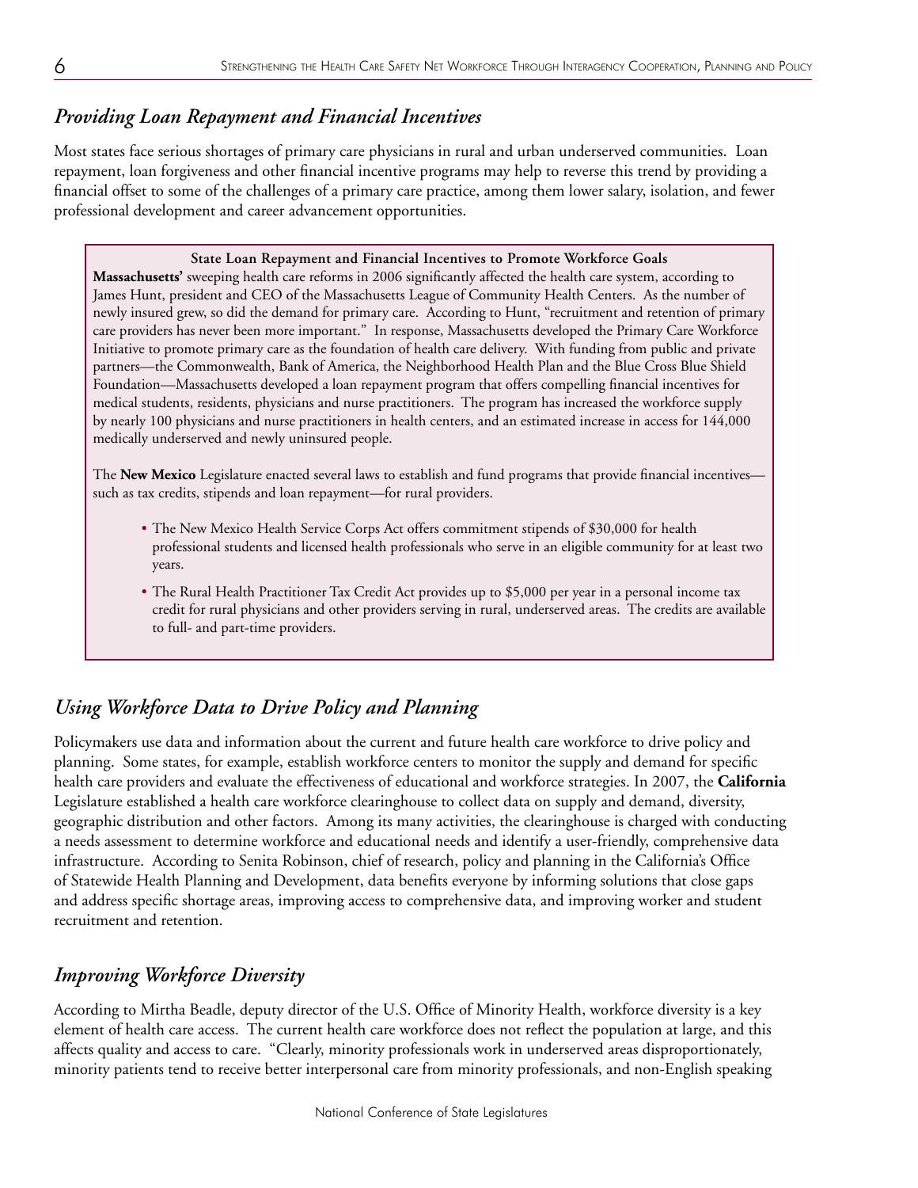## *Providing Loan Repayment and Financial Incentives*

Most states face serious shortages of primary care physicians in rural and urban underserved communities. Loan repayment, loan forgiveness and other financial incentive programs may help to reverse this trend by providing a financial offset to some of the challenges of a primary care practice, among them lower salary, isolation, and fewer professional development and career advancement opportunities.

**State Loan Repayment and Financial Incentives to Promote Workforce Goals**

**Massachusetts'** sweeping health care reforms in 2006 significantly affected the health care system, according to James Hunt, president and CEO of the Massachusetts League of Community Health Centers. As the number of newly insured grew, so did the demand for primary care. According to Hunt, "recruitment and retention of primary care providers has never been more important." In response, Massachusetts developed the Primary Care Workforce Initiative to promote primary care as the foundation of health care delivery. With funding from public and private partners—the Commonwealth, Bank of America, the Neighborhood Health Plan and the Blue Cross Blue Shield Foundation—Massachusetts developed a loan repayment program that offers compelling financial incentives for medical students, residents, physicians and nurse practitioners. The program has increased the workforce supply by nearly 100 physicians and nurse practitioners in health centers, and an estimated increase in access for 144,000 medically underserved and newly uninsured people.

The **New Mexico** Legislature enacted several laws to establish and fund programs that provide financial incentives—such as tax credits, stipends and loan repayment—for rural providers.

- The New Mexico Health Service Corps Act offers commitment stipends of $30,000 for health professional students and licensed health professionals who serve in an eligible community for at least two years.
- The Rural Health Practitioner Tax Credit Act provides up to $5,000 per year in a personal income tax credit for rural physicians and other providers serving in rural, underserved areas. The credits are available to full- and part-time providers.

## *Using Workforce Data to Drive Policy and Planning*

Policymakers use data and information about the current and future health care workforce to drive policy and planning. Some states, for example, establish workforce centers to monitor the supply and demand for specific health care providers and evaluate the effectiveness of educational and workforce strategies. In 2007, the **California** Legislature established a health care workforce clearinghouse to collect data on supply and demand, diversity, geographic distribution and other factors. Among its many activities, the clearinghouse is charged with conducting a needs assessment to determine workforce and educational needs and identify a user-friendly, comprehensive data infrastructure. According to Senita Robinson, chief of research, policy and planning in the California's Office of Statewide Health Planning and Development, data benefits everyone by informing solutions that close gaps and address specific shortage areas, improving access to comprehensive data, and improving worker and student recruitment and retention.

## *Improving Workforce Diversity*

According to Mirtha Beadle, deputy director of the U.S. Office of Minority Health, workforce diversity is a key element of health care access. The current health care workforce does not reflect the population at large, and this affects quality and access to care. "Clearly, minority professionals work in underserved areas disproportionately, minority patients tend to receive better interpersonal care from minority professionals, and non-English speaking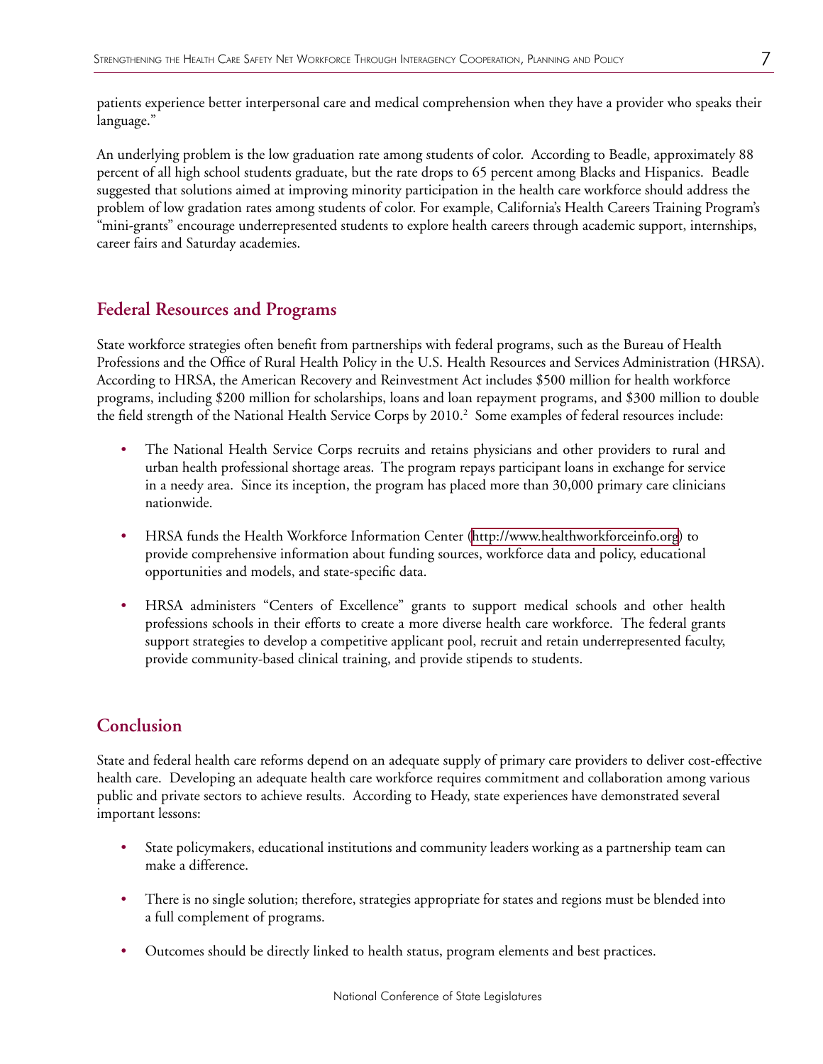patients experience better interpersonal care and medical comprehension when they have a provider who speaks their language."

An underlying problem is the low graduation rate among students of color. According to Beadle, approximately 88 percent of all high school students graduate, but the rate drops to 65 percent among Blacks and Hispanics. Beadle suggested that solutions aimed at improving minority participation in the health care workforce should address the problem of low gradation rates among students of color. For example, California's Health Careers Training Program's "mini-grants" encourage underrepresented students to explore health careers through academic support, internships, career fairs and Saturday academies.

## Federal Resources and Programs

State workforce strategies often benefit from partnerships with federal programs, such as the Bureau of Health Professions and the Office of Rural Health Policy in the U.S. Health Resources and Services Administration (HRSA). According to HRSA, the American Recovery and Reinvestment Act includes $500 million for health workforce programs, including $200 million for scholarships, loans and loan repayment programs, and $300 million to double the field strength of the National Health Service Corps by 2010.[2] Some examples of federal resources include:

- The National Health Service Corps recruits and retains physicians and other providers to rural and urban health professional shortage areas. The program repays participant loans in exchange for service in a needy area. Since its inception, the program has placed more than 30,000 primary care clinicians nationwide.

- HRSA funds the Health Workforce Information Center (http://www.healthworkforceinfo.org) to provide comprehensive information about funding sources, workforce data and policy, educational opportunities and models, and state-specific data.

- HRSA administers "Centers of Excellence" grants to support medical schools and other health professions schools in their efforts to create a more diverse health care workforce. The federal grants support strategies to develop a competitive applicant pool, recruit and retain underrepresented faculty, provide community-based clinical training, and provide stipends to students.

## Conclusion

State and federal health care reforms depend on an adequate supply of primary care providers to deliver cost-effective health care. Developing an adequate health care workforce requires commitment and collaboration among various public and private sectors to achieve results. According to Heady, state experiences have demonstrated several important lessons:

- State policymakers, educational institutions and community leaders working as a partnership team can make a difference.

- There is no single solution; therefore, strategies appropriate for states and regions must be blended into a full complement of programs.

- Outcomes should be directly linked to health status, program elements and best practices.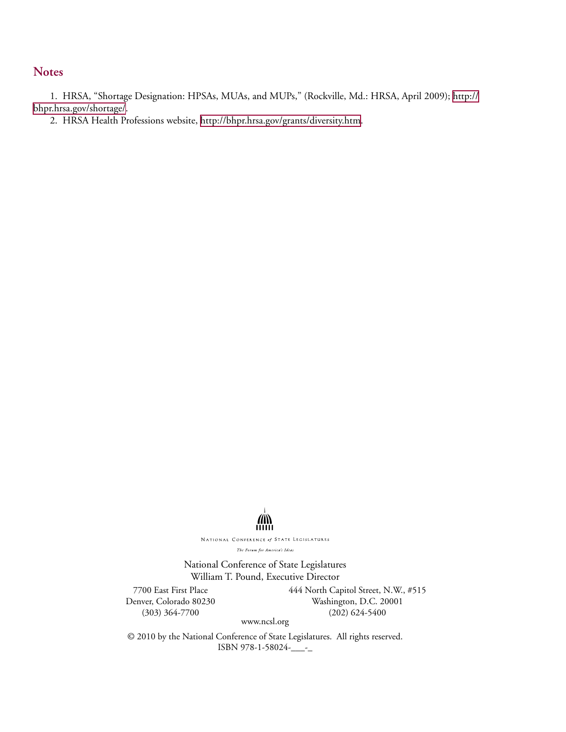## Notes

1. HRSA, "Shortage Designation: HPSAs, MUAs, and MUPs," (Rockville, Md.: HRSA, April 2009); http://bhpr.hrsa.gov/shortage/.
2. HRSA Health Professions website, http://bhpr.hrsa.gov/grants/diversity.htm.

NATIONAL CONFERENCE *of* STATE LEGISLATURES

*The Forum for America's Ideas*

National Conference of State Legislatures
William T. Pound, Executive Director

7700 East First Place
Denver, Colorado 80230
(303) 364-7700

444 North Capitol Street, N.W., #515
Washington, D.C. 20001
(202) 624-5400

www.ncsl.org

© 2010 by the National Conference of State Legislatures. All rights reserved.
ISBN 978-1-58024-___-_